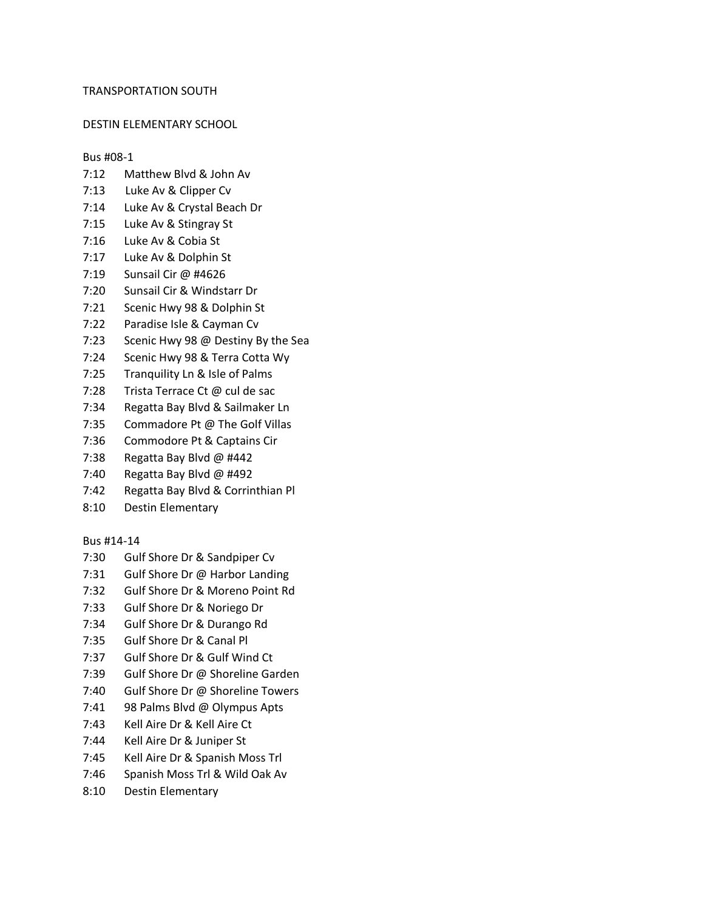TRANSPORTATION SOUTH

DESTIN ELEMENTARY SCHOOL

Bus #08-1

7:12 Matthew Blvd & John Av
7:13 Luke Av & Clipper Cv
7:14 Luke Av & Crystal Beach Dr
7:15 Luke Av & Stingray St
7:16 Luke Av & Cobia St
7:17 Luke Av & Dolphin St
7:19 Sunsail Cir @ #4626
7:20 Sunsail Cir & Windstarr Dr
7:21 Scenic Hwy 98 & Dolphin St
7:22 Paradise Isle & Cayman Cv
7:23 Scenic Hwy 98 @ Destiny By the Sea
7:24 Scenic Hwy 98 & Terra Cotta Wy
7:25 Tranquility Ln & Isle of Palms
7:28 Trista Terrace Ct @ cul de sac
7:34 Regatta Bay Blvd & Sailmaker Ln
7:35 Commadore Pt @ The Golf Villas
7:36 Commodore Pt & Captains Cir
7:38 Regatta Bay Blvd @ #442
7:40 Regatta Bay Blvd @ #492
7:42 Regatta Bay Blvd & Corrinthian Pl
8:10 Destin Elementary

Bus #14-14

7:30 Gulf Shore Dr & Sandpiper Cv
7:31 Gulf Shore Dr @ Harbor Landing
7:32 Gulf Shore Dr & Moreno Point Rd
7:33 Gulf Shore Dr & Noriego Dr
7:34 Gulf Shore Dr & Durango Rd
7:35 Gulf Shore Dr & Canal Pl
7:37 Gulf Shore Dr & Gulf Wind Ct
7:39 Gulf Shore Dr @ Shoreline Garden
7:40 Gulf Shore Dr @ Shoreline Towers
7:41 98 Palms Blvd @ Olympus Apts
7:43 Kell Aire Dr & Kell Aire Ct
7:44 Kell Aire Dr & Juniper St
7:45 Kell Aire Dr & Spanish Moss Trl
7:46 Spanish Moss Trl & Wild Oak Av
8:10 Destin Elementary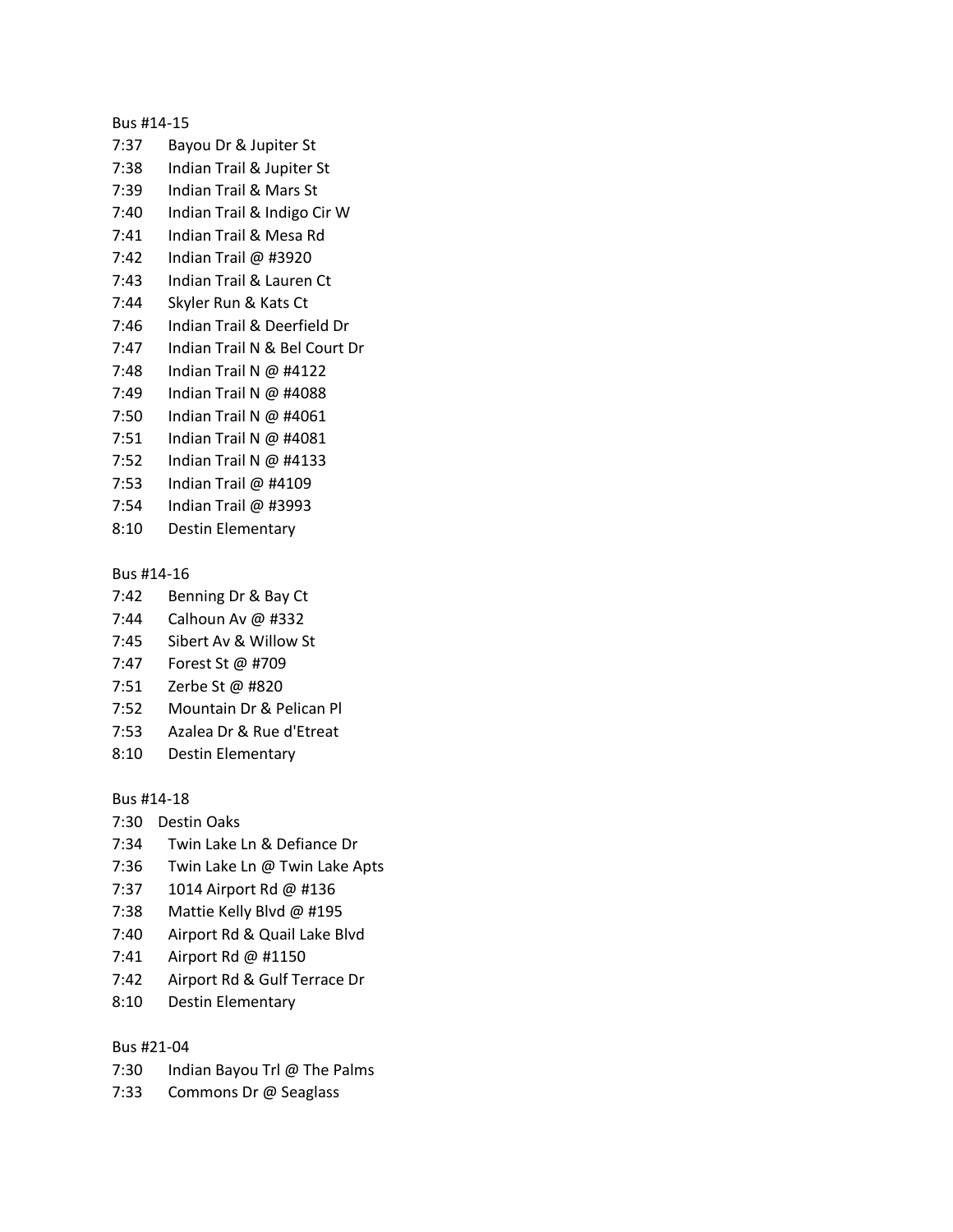Bus #14-15

7:37 Bayou Dr & Jupiter St
7:38 Indian Trail & Jupiter St
7:39 Indian Trail & Mars St
7:40 Indian Trail & Indigo Cir W
7:41 Indian Trail & Mesa Rd
7:42 Indian Trail @ #3920
7:43 Indian Trail & Lauren Ct
7:44 Skyler Run & Kats Ct
7:46 Indian Trail & Deerfield Dr
7:47 Indian Trail N & Bel Court Dr
7:48 Indian Trail N @ #4122
7:49 Indian Trail N @ #4088
7:50 Indian Trail N @ #4061
7:51 Indian Trail N @ #4081
7:52 Indian Trail N @ #4133
7:53 Indian Trail @ #4109
7:54 Indian Trail @ #3993
8:10 Destin Elementary

Bus #14-16

7:42 Benning Dr & Bay Ct
7:44 Calhoun Av @ #332
7:45 Sibert Av & Willow St
7:47 Forest St @ #709
7:51 Zerbe St @ #820
7:52 Mountain Dr & Pelican Pl
7:53 Azalea Dr & Rue d'Etreat
8:10 Destin Elementary

Bus #14-18

7:30 Destin Oaks
7:34 Twin Lake Ln & Defiance Dr
7:36 Twin Lake Ln @ Twin Lake Apts
7:37 1014 Airport Rd @ #136
7:38 Mattie Kelly Blvd @ #195
7:40 Airport Rd & Quail Lake Blvd
7:41 Airport Rd @ #1150
7:42 Airport Rd & Gulf Terrace Dr
8:10 Destin Elementary

Bus #21-04

7:30 Indian Bayou Trl @ The Palms
7:33 Commons Dr @ Seaglass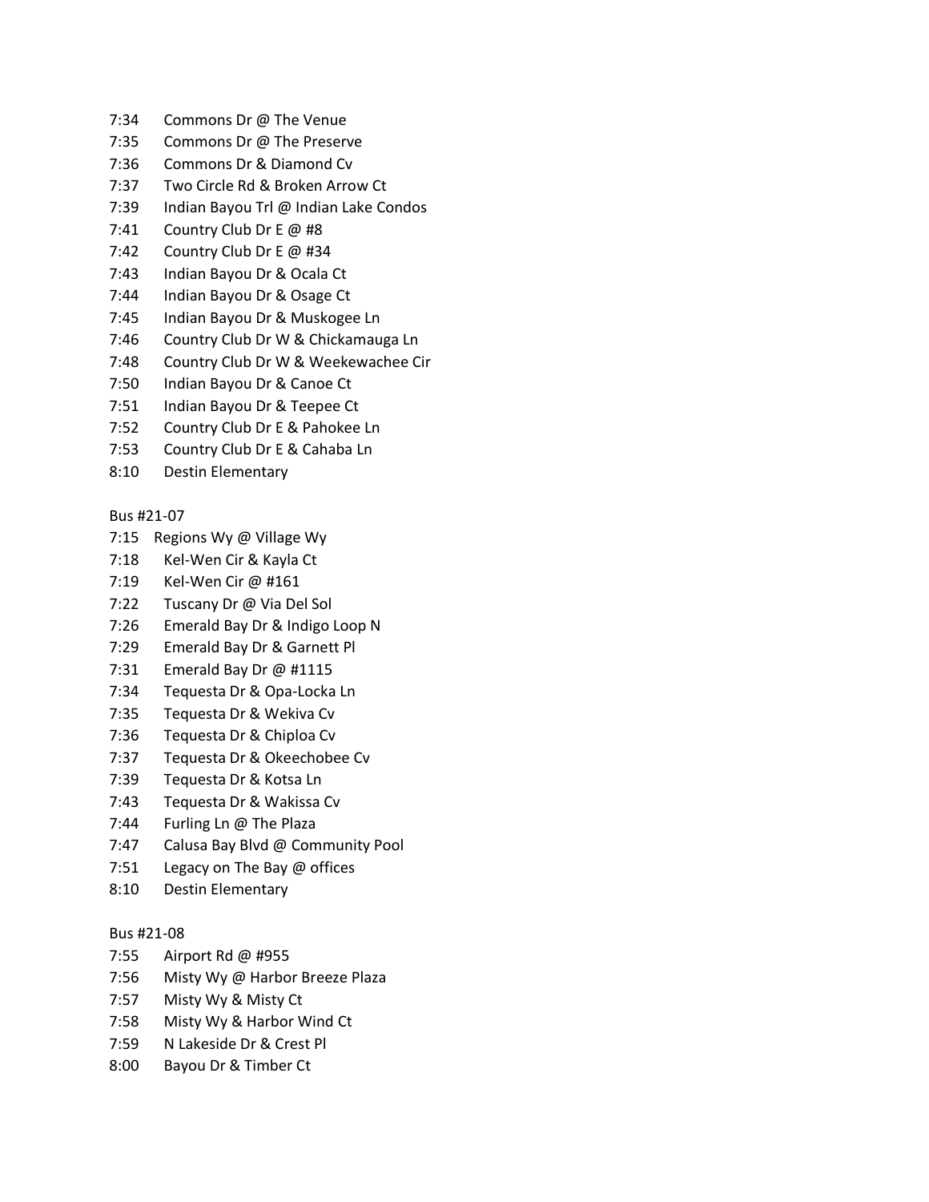7:34 Commons Dr @ The Venue
7:35 Commons Dr @ The Preserve
7:36 Commons Dr & Diamond Cv
7:37 Two Circle Rd & Broken Arrow Ct
7:39 Indian Bayou Trl @ Indian Lake Condos
7:41 Country Club Dr E @ #8
7:42 Country Club Dr E @ #34
7:43 Indian Bayou Dr & Ocala Ct
7:44 Indian Bayou Dr & Osage Ct
7:45 Indian Bayou Dr & Muskogee Ln
7:46 Country Club Dr W & Chickamauga Ln
7:48 Country Club Dr W & Weekewachee Cir
7:50 Indian Bayou Dr & Canoe Ct
7:51 Indian Bayou Dr & Teepee Ct
7:52 Country Club Dr E & Pahokee Ln
7:53 Country Club Dr E & Cahaba Ln
8:10 Destin Elementary

Bus #21-07

7:15 Regions Wy @ Village Wy
7:18 Kel-Wen Cir & Kayla Ct
7:19 Kel-Wen Cir @ #161
7:22 Tuscany Dr @ Via Del Sol
7:26 Emerald Bay Dr & Indigo Loop N
7:29 Emerald Bay Dr & Garnett Pl
7:31 Emerald Bay Dr @ #1115
7:34 Tequesta Dr & Opa-Locka Ln
7:35 Tequesta Dr & Wekiva Cv
7:36 Tequesta Dr & Chiploa Cv
7:37 Tequesta Dr & Okeechobee Cv
7:39 Tequesta Dr & Kotsa Ln
7:43 Tequesta Dr & Wakissa Cv
7:44 Furling Ln @ The Plaza
7:47 Calusa Bay Blvd @ Community Pool
7:51 Legacy on The Bay @ offices
8:10 Destin Elementary

Bus #21-08

7:55 Airport Rd @ #955
7:56 Misty Wy @ Harbor Breeze Plaza
7:57 Misty Wy & Misty Ct
7:58 Misty Wy & Harbor Wind Ct
7:59 N Lakeside Dr & Crest Pl
8:00 Bayou Dr & Timber Ct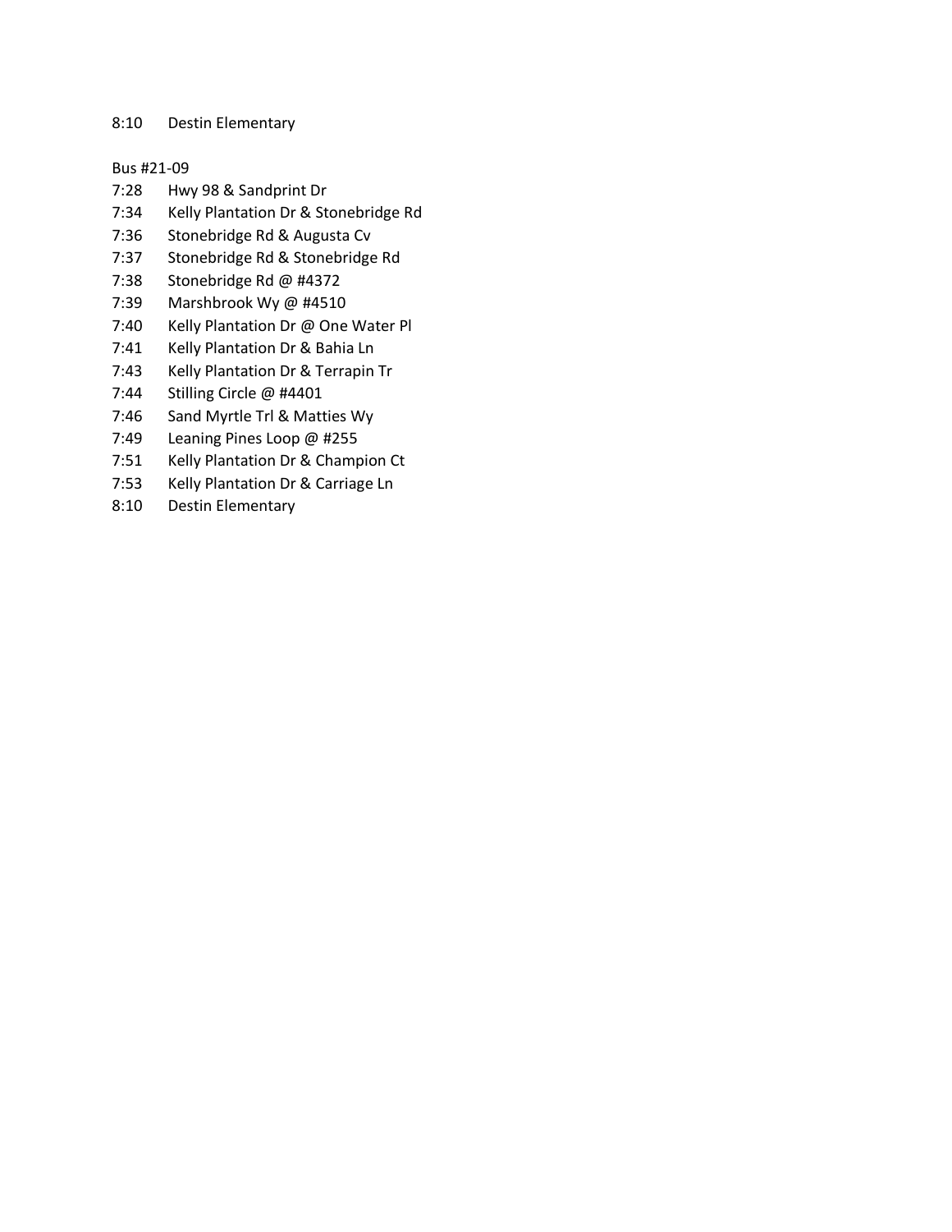8:10 Destin Elementary

Bus #21-09

7:28 Hwy 98 & Sandprint Dr
7:34 Kelly Plantation Dr & Stonebridge Rd
7:36 Stonebridge Rd & Augusta Cv
7:37 Stonebridge Rd & Stonebridge Rd
7:38 Stonebridge Rd @ #4372
7:39 Marshbrook Wy @ #4510
7:40 Kelly Plantation Dr @ One Water Pl
7:41 Kelly Plantation Dr & Bahia Ln
7:43 Kelly Plantation Dr & Terrapin Tr
7:44 Stilling Circle @ #4401
7:46 Sand Myrtle Trl & Matties Wy
7:49 Leaning Pines Loop @ #255
7:51 Kelly Plantation Dr & Champion Ct
7:53 Kelly Plantation Dr & Carriage Ln
8:10 Destin Elementary